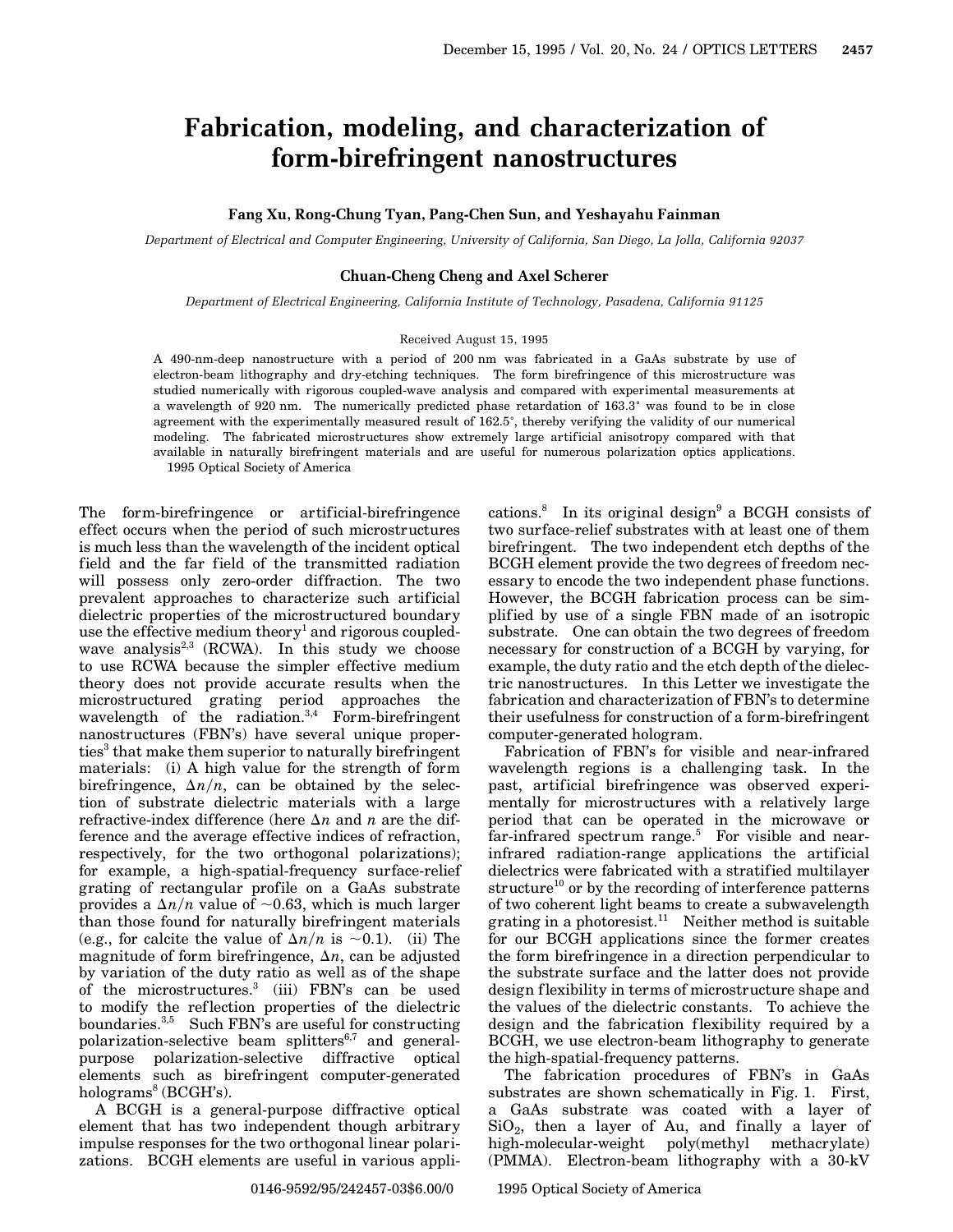# Fabrication, modeling, and characterization of form-birefringent nanostructures

**Fang Xu, Rong-Chung Tyan, Pang-Chen Sun, and Yeshayahu Fainman**

*Department of Electrical and Computer Engineering, University of California, San Diego, La Jolla, California 92037*

**Chuan-Cheng Cheng and Axel Scherer**

*Department of Electrical Engineering, California Institute of Technology, Pasadena, California 91125*

Received August 15, 1995

A 490-nm-deep nanostructure with a period of 200 nm was fabricated in a GaAs substrate by use of electron-beam lithography and dry-etching techniques. The form birefringence of this microstructure was studied numerically with rigorous coupled-wave analysis and compared with experimental measurements at a wavelength of 920 nm. The numerically predicted phase retardation of 163.3° was found to be in close agreement with the experimentally measured result of 162.5°, thereby verifying the validity of our numerical modeling. The fabricated microstructures show extremely large artificial anisotropy compared with that available in naturally birefringent materials and are useful for numerous polarization optics applications.
© 1995 Optical Society of America

The form-birefringence or artificial-birefringence effect occurs when the period of such microstructures is much less than the wavelength of the incident optical field and the far field of the transmitted radiation will possess only zero-order diffraction. The two prevalent approaches to characterize such artificial dielectric properties of the microstructured boundary use the effective medium theory[1] and rigorous coupled-wave analysis[2,3] (RCWA). In this study we choose to use RCWA because the simpler effective medium theory does not provide accurate results when the microstructured grating period approaches the wavelength of the radiation.[3,4] Form-birefringent nanostructures (FBN's) have several unique properties[3] that make them superior to naturally birefringent materials: (i) A high value for the strength of form birefringence, $\Delta n/n$, can be obtained by the selection of substrate dielectric materials with a large refractive-index difference (here $\Delta n$ and $n$ are the difference and the average effective indices of refraction, respectively, for the two orthogonal polarizations); for example, a high-spatial-frequency surface-relief grating of rectangular profile on a GaAs substrate provides a $\Delta n/n$ value of ~0.63, which is much larger than those found for naturally birefringent materials (e.g., for calcite the value of $\Delta n/n$ is ~0.1). (ii) The magnitude of form birefringence, $\Delta n$, can be adjusted by variation of the duty ratio as well as of the shape of the microstructures.[3] (iii) FBN's can be used to modify the reflection properties of the dielectric boundaries.[3,5] Such FBN's are useful for constructing polarization-selective beam splitters[6,7] and general-purpose polarization-selective diffractive optical elements such as birefringent computer-generated holograms[8] (BCGH's).

A BCGH is a general-purpose diffractive optical element that has two independent though arbitrary impulse responses for the two orthogonal linear polarizations. BCGH elements are useful in various applications.[8] In its original design[9] a BCGH consists of two surface-relief substrates with at least one of them birefringent. The two independent etch depths of the BCGH element provide the two degrees of freedom necessary to encode the two independent phase functions. However, the BCGH fabrication process can be simplified by use of a single FBN made of an isotropic substrate. One can obtain the two degrees of freedom necessary for construction of a BCGH by varying, for example, the duty ratio and the etch depth of the dielectric nanostructures. In this Letter we investigate the fabrication and characterization of FBN's to determine their usefulness for construction of a form-birefringent computer-generated hologram.

Fabrication of FBN's for visible and near-infrared wavelength regions is a challenging task. In the past, artificial birefringence was observed experimentally for microstructures with a relatively large period that can be operated in the microwave or far-infrared spectrum range.[5] For visible and near-infrared radiation-range applications the artificial dielectrics were fabricated with a stratified multilayer structure[10] or by the recording of interference patterns of two coherent light beams to create a subwavelength grating in a photoresist.[11] Neither method is suitable for our BCGH applications since the former creates the form birefringence in a direction perpendicular to the substrate surface and the latter does not provide design flexibility in terms of microstructure shape and the values of the dielectric constants. To achieve the design and the fabrication flexibility required by a BCGH, we use electron-beam lithography to generate the high-spatial-frequency patterns.

The fabrication procedures of FBN's in GaAs substrates are shown schematically in Fig. 1. First, a GaAs substrate was coated with a layer of $SiO_2$, then a layer of Au, and finally a layer of high-molecular-weight poly(methyl methacrylate) (PMMA). Electron-beam lithography with a 30-kV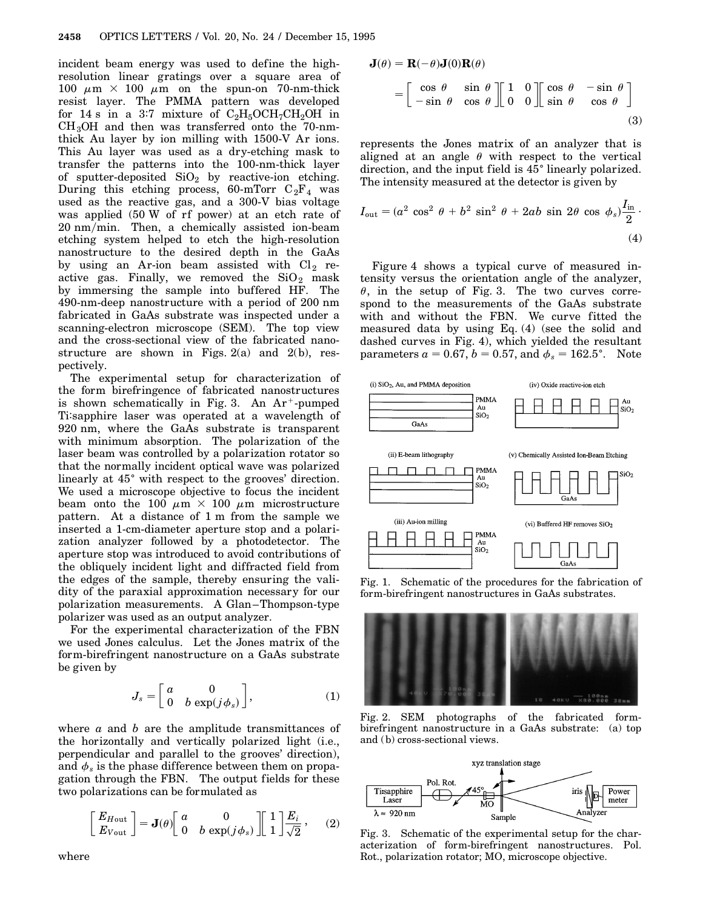incident beam energy was used to define the high-resolution linear gratings over a square area of 100 μm × 100 μm on the spun-on 70-nm-thick resist layer. The PMMA pattern was developed for 14 s in a 3:7 mixture of $C_2H_5OCH_7CH_2OH$ in $CH_3OH$ and then was transferred onto the 70-nm-thick Au layer by ion milling with 1500-V Ar ions. This Au layer was used as a dry-etching mask to transfer the patterns into the 100-nm-thick layer of sputter-deposited $SiO_2$ by reactive-ion etching. During this etching process, 60-mTorr $C_2F_4$ was used as the reactive gas, and a 300-V bias voltage was applied (50 W of rf power) at an etch rate of 20 nm/min. Then, a chemically assisted ion-beam etching system helped to etch the high-resolution nanostructure to the desired depth in the GaAs by using an Ar-ion beam assisted with $Cl_2$ reactive gas. Finally, we removed the $SiO_2$ mask by immersing the sample into buffered HF. The 490-nm-deep nanostructure with a period of 200 nm fabricated in GaAs substrate was inspected under a scanning-electron microscope (SEM). The top view and the cross-sectional view of the fabricated nanostructure are shown in Figs. 2(a) and 2(b), respectively.

The experimental setup for characterization of the form birefringence of fabricated nanostructures is shown schematically in Fig. 3. An $Ar^+$-pumped Ti:sapphire laser was operated at a wavelength of 920 nm, where the GaAs substrate is transparent with minimum absorption. The polarization of the laser beam was controlled by a polarization rotator so that the normally incident optical wave was polarized linearly at 45° with respect to the grooves' direction. We used a microscope objective to focus the incident beam onto the 100 μm × 100 μm microstructure pattern. At a distance of 1 m from the sample we inserted a 1-cm-diameter aperture stop and a polarization analyzer followed by a photodetector. The aperture stop was introduced to avoid contributions of the obliquely incident light and diffracted field from the edges of the sample, thereby ensuring the validity of the paraxial approximation necessary for our polarization measurements. A Glan–Thompson-type polarizer was used as an output analyzer.

For the experimental characterization of the FBN we used Jones calculus. Let the Jones matrix of the form-birefringent nanostructure on a GaAs substrate be given by

$$J_s = \begin{bmatrix} a & 0 \\ 0 & b\exp(j\phi_s) \end{bmatrix}, \tag{1}$$

where $a$ and $b$ are the amplitude transmittances of the horizontally and vertically polarized light (i.e., perpendicular and parallel to the grooves' direction), and $\phi_s$ is the phase difference between them on propagation through the FBN. The output fields for these two polarizations can be formulated as

$$\begin{bmatrix} E_{H\text{out}} \\ E_{V\text{out}} \end{bmatrix} = \mathbf{J}(\theta)\begin{bmatrix} a & 0 \\ 0 & b\exp(j\phi_s) \end{bmatrix}\begin{bmatrix} 1 \\ 1 \end{bmatrix}\frac{E_i}{\sqrt{2}}, \tag{2}$$

where

$$\mathbf{J}(\theta) = \mathbf{R}(-\theta)\mathbf{J}(0)\mathbf{R}(\theta) = \begin{bmatrix} \cos\theta & \sin\theta \\ -\sin\theta & \cos\theta \end{bmatrix}\begin{bmatrix} 1 & 0 \\ 0 & 0 \end{bmatrix}\begin{bmatrix} \cos\theta & -\sin\theta \\ \sin\theta & \cos\theta \end{bmatrix} \tag{3}$$

represents the Jones matrix of an analyzer that is aligned at an angle $\theta$ with respect to the vertical direction, and the input field is 45° linearly polarized. The intensity measured at the detector is given by

$$I_{\text{out}} = (a^2\cos^2\theta + b^2\sin^2\theta + 2ab\sin 2\theta\cos\phi_s)\frac{I_{\text{in}}}{2}. \tag{4}$$

Figure 4 shows a typical curve of measured intensity versus the orientation angle of the analyzer, $\theta$, in the setup of Fig. 3. The two curves correspond to the measurements of the GaAs substrate with and without the FBN. We curve fitted the measured data by using Eq. (4) (see the solid and dashed curves in Fig. 4), which yielded the resultant parameters $a = 0.67$, $b = 0.57$, and $\phi_s = 162.5°$. Note

Fig. 1. Schematic of the procedures for the fabrication of form-birefringent nanostructures in GaAs substrates.

Fig. 2. SEM photographs of the fabricated form-birefringent nanostructure in a GaAs substrate: (a) top and (b) cross-sectional views.

Fig. 3. Schematic of the experimental setup for the characterization of form-birefringent nanostructures. Pol. Rot., polarization rotator; MO, microscope objective.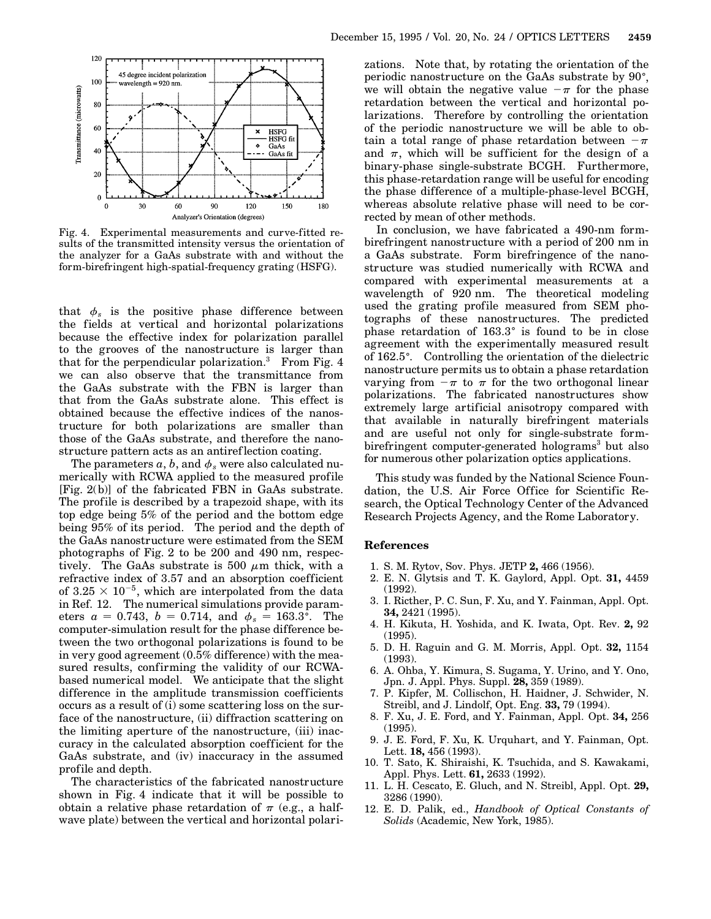120

45 degree incident polarization
wavelength = 920 nm.

Transmittance (microwatts)

100

80

60

40

20

0

0 30 60 90 120 150 180

Analyzer's Orientation (degrees)

× HSFG
— HSFG fit
◆ GaAs
- - - GaAs fit

Fig. 4. Experimental measurements and curve-fitted results of the transmitted intensity versus the orientation of the analyzer for a GaAs substrate with and without the form-birefringent high-spatial-frequency grating (HSFG).

that $\phi_s$ is the positive phase difference between the fields at vertical and horizontal polarizations because the effective index for polarization parallel to the grooves of the nanostructure is larger than that for the perpendicular polarization.[3] From Fig. 4 we can also observe that the transmittance from the GaAs substrate with the FBN is larger than that from the GaAs substrate alone. This effect is obtained because the effective indices of the nanostructure for both polarizations are smaller than those of the GaAs substrate, and therefore the nanostructure pattern acts as an antireflection coating.

The parameters $a$, $b$, and $\phi_s$ were also calculated numerically with RCWA applied to the measured profile [Fig. 2(b)] of the fabricated FBN in GaAs substrate. The profile is described by a trapezoid shape, with its top edge being 5% of the period and the bottom edge being 95% of its period. The period and the depth of the GaAs nanostructure were estimated from the SEM photographs of Fig. 2 to be 200 and 490 nm, respectively. The GaAs substrate is 500 $\mu$m thick, with a refractive index of 3.57 and an absorption coefficient of $3.25 \times 10^{-5}$, which are interpolated from the data in Ref. 12. The numerical simulations provide parameters $a = 0.743$, $b = 0.714$, and $\phi_s = 163.3°$. The computer-simulation result for the phase difference between the two orthogonal polarizations is found to be in very good agreement (0.5% difference) with the measured results, confirming the validity of our RCWA-based numerical model. We anticipate that the slight difference in the amplitude transmission coefficients occurs as a result of (i) some scattering loss on the surface of the nanostructure, (ii) diffraction scattering on the limiting aperture of the nanostructure, (iii) inaccuracy in the calculated absorption coefficient for the GaAs substrate, and (iv) inaccuracy in the assumed profile and depth.

The characteristics of the fabricated nanostructure shown in Fig. 4 indicate that it will be possible to obtain a relative phase retardation of $\pi$ (e.g., a half-wave plate) between the vertical and horizontal polarizations. Note that, by rotating the orientation of the periodic nanostructure on the GaAs substrate by 90°, we will obtain the negative value $-\pi$ for the phase retardation between the vertical and horizontal polarizations. Therefore by controlling the orientation of the periodic nanostructure we will be able to obtain a total range of phase retardation between $-\pi$ and $\pi$, which will be sufficient for the design of a binary-phase single-substrate BCGH. Furthermore, this phase-retardation range will be useful for encoding the phase difference of a multiple-phase-level BCGH, whereas absolute relative phase will need to be corrected by mean of other methods.

In conclusion, we have fabricated a 490-nm form-birefringent nanostructure with a period of 200 nm in a GaAs substrate. Form birefringence of the nanostructure was studied numerically with RCWA and compared with experimental measurements at a wavelength of 920 nm. The theoretical modeling used the grating profile measured from SEM photographs of these nanostructures. The predicted phase retardation of 163.3° is found to be in close agreement with the experimentally measured result of 162.5°. Controlling the orientation of the dielectric nanostructure permits us to obtain a phase retardation varying from $-\pi$ to $\pi$ for the two orthogonal linear polarizations. The fabricated nanostructures show extremely large artificial anisotropy compared with that available in naturally birefringent materials and are useful not only for single-substrate form-birefringent computer-generated holograms[3] but also for numerous other polarization optics applications.

This study was funded by the National Science Foundation, the U.S. Air Force Office for Scientific Research, the Optical Technology Center of the Advanced Research Projects Agency, and the Rome Laboratory.

### References

1. S. M. Rytov, Sov. Phys. JETP **2,** 466 (1956).
2. E. N. Glytsis and T. K. Gaylord, Appl. Opt. **31,** 4459 (1992).
3. I. Ricther, P. C. Sun, F. Xu, and Y. Fainman, Appl. Opt. **34,** 2421 (1995).
4. H. Kikuta, H. Yoshida, and K. Iwata, Opt. Rev. **2,** 92 (1995).
5. D. H. Raguin and G. M. Morris, Appl. Opt. **32,** 1154 (1993).
6. A. Ohba, Y. Kimura, S. Sugama, Y. Urino, and Y. Ono, Jpn. J. Appl. Phys. Suppl. **28,** 359 (1989).
7. P. Kipfer, M. Collischon, H. Haidner, J. Schwider, N. Streibl, and J. Lindolf, Opt. Eng. **33,** 79 (1994).
8. F. Xu, J. E. Ford, and Y. Fainman, Appl. Opt. **34,** 256 (1995).
9. J. E. Ford, F. Xu, K. Urquhart, and Y. Fainman, Opt. Lett. **18,** 456 (1993).
10. T. Sato, K. Shiraishi, K. Tsuchida, and S. Kawakami, Appl. Phys. Lett. **61,** 2633 (1992).
11. L. H. Cescato, E. Gluch, and N. Streibl, Appl. Opt. **29,** 3286 (1990).
12. E. D. Palik, ed., *Handbook of Optical Constants of Solids* (Academic, New York, 1985).